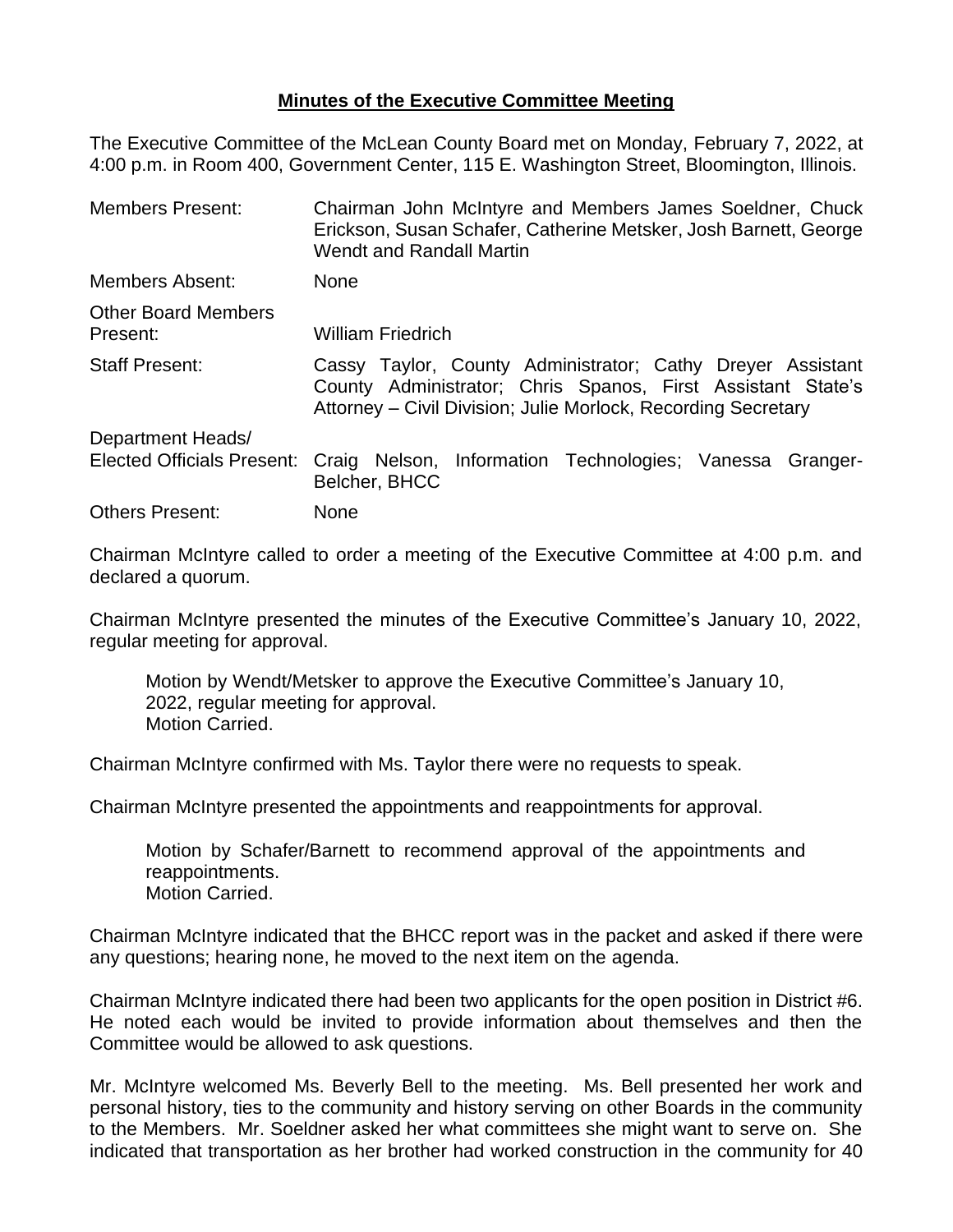**Minutes of the Executive Committee Meeting**

The Executive Committee of the McLean County Board met on Monday, February 7, 2022, at 4:00 p.m. in Room 400, Government Center, 115 E. Washington Street, Bloomington, Illinois.

| | |
|---|---|
| Members Present: | Chairman John McIntyre and Members James Soeldner, Chuck Erickson, Susan Schafer, Catherine Metsker, Josh Barnett, George Wendt and Randall Martin |
| Members Absent: | None |
| Other Board Members Present: | William Friedrich |
| Staff Present: | Cassy Taylor, County Administrator; Cathy Dreyer Assistant County Administrator; Chris Spanos, First Assistant State's Attorney – Civil Division; Julie Morlock, Recording Secretary |
| Department Heads/ Elected Officials Present: | Craig Nelson, Information Technologies; Vanessa Granger-Belcher, BHCC |
| Others Present: | None |

Chairman McIntyre called to order a meeting of the Executive Committee at 4:00 p.m. and declared a quorum.

Chairman McIntyre presented the minutes of the Executive Committee's January 10, 2022, regular meeting for approval.

> Motion by Wendt/Metsker to approve the Executive Committee's January 10, 2022, regular meeting for approval.
> Motion Carried.

Chairman McIntyre confirmed with Ms. Taylor there were no requests to speak.

Chairman McIntyre presented the appointments and reappointments for approval.

> Motion by Schafer/Barnett to recommend approval of the appointments and reappointments.
> Motion Carried.

Chairman McIntyre indicated that the BHCC report was in the packet and asked if there were any questions; hearing none, he moved to the next item on the agenda.

Chairman McIntyre indicated there had been two applicants for the open position in District #6. He noted each would be invited to provide information about themselves and then the Committee would be allowed to ask questions.

Mr. McIntyre welcomed Ms. Beverly Bell to the meeting. Ms. Bell presented her work and personal history, ties to the community and history serving on other Boards in the community to the Members. Mr. Soeldner asked her what committees she might want to serve on. She indicated that transportation as her brother had worked construction in the community for 40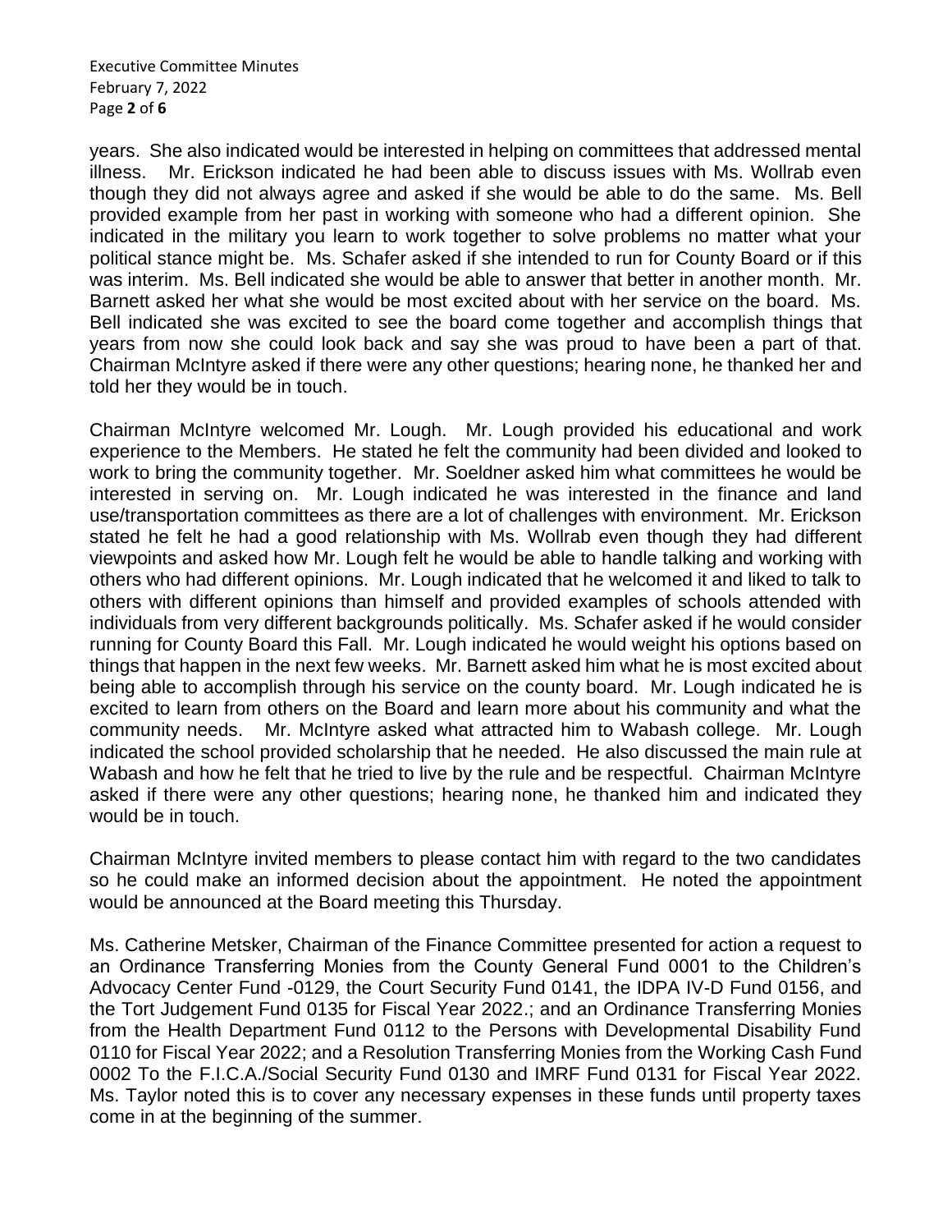years. She also indicated would be interested in helping on committees that addressed mental illness. Mr. Erickson indicated he had been able to discuss issues with Ms. Wollrab even though they did not always agree and asked if she would be able to do the same. Ms. Bell provided example from her past in working with someone who had a different opinion. She indicated in the military you learn to work together to solve problems no matter what your political stance might be. Ms. Schafer asked if she intended to run for County Board or if this was interim. Ms. Bell indicated she would be able to answer that better in another month. Mr. Barnett asked her what she would be most excited about with her service on the board. Ms. Bell indicated she was excited to see the board come together and accomplish things that years from now she could look back and say she was proud to have been a part of that. Chairman McIntyre asked if there were any other questions; hearing none, he thanked her and told her they would be in touch.

Chairman McIntyre welcomed Mr. Lough. Mr. Lough provided his educational and work experience to the Members. He stated he felt the community had been divided and looked to work to bring the community together. Mr. Soeldner asked him what committees he would be interested in serving on. Mr. Lough indicated he was interested in the finance and land use/transportation committees as there are a lot of challenges with environment. Mr. Erickson stated he felt he had a good relationship with Ms. Wollrab even though they had different viewpoints and asked how Mr. Lough felt he would be able to handle talking and working with others who had different opinions. Mr. Lough indicated that he welcomed it and liked to talk to others with different opinions than himself and provided examples of schools attended with individuals from very different backgrounds politically. Ms. Schafer asked if he would consider running for County Board this Fall. Mr. Lough indicated he would weight his options based on things that happen in the next few weeks. Mr. Barnett asked him what he is most excited about being able to accomplish through his service on the county board. Mr. Lough indicated he is excited to learn from others on the Board and learn more about his community and what the community needs. Mr. McIntyre asked what attracted him to Wabash college. Mr. Lough indicated the school provided scholarship that he needed. He also discussed the main rule at Wabash and how he felt that he tried to live by the rule and be respectful. Chairman McIntyre asked if there were any other questions; hearing none, he thanked him and indicated they would be in touch.

Chairman McIntyre invited members to please contact him with regard to the two candidates so he could make an informed decision about the appointment. He noted the appointment would be announced at the Board meeting this Thursday.

Ms. Catherine Metsker, Chairman of the Finance Committee presented for action a request to an Ordinance Transferring Monies from the County General Fund 0001 to the Children's Advocacy Center Fund -0129, the Court Security Fund 0141, the IDPA IV-D Fund 0156, and the Tort Judgement Fund 0135 for Fiscal Year 2022.; and an Ordinance Transferring Monies from the Health Department Fund 0112 to the Persons with Developmental Disability Fund 0110 for Fiscal Year 2022; and a Resolution Transferring Monies from the Working Cash Fund 0002 To the F.I.C.A./Social Security Fund 0130 and IMRF Fund 0131 for Fiscal Year 2022. Ms. Taylor noted this is to cover any necessary expenses in these funds until property taxes come in at the beginning of the summer.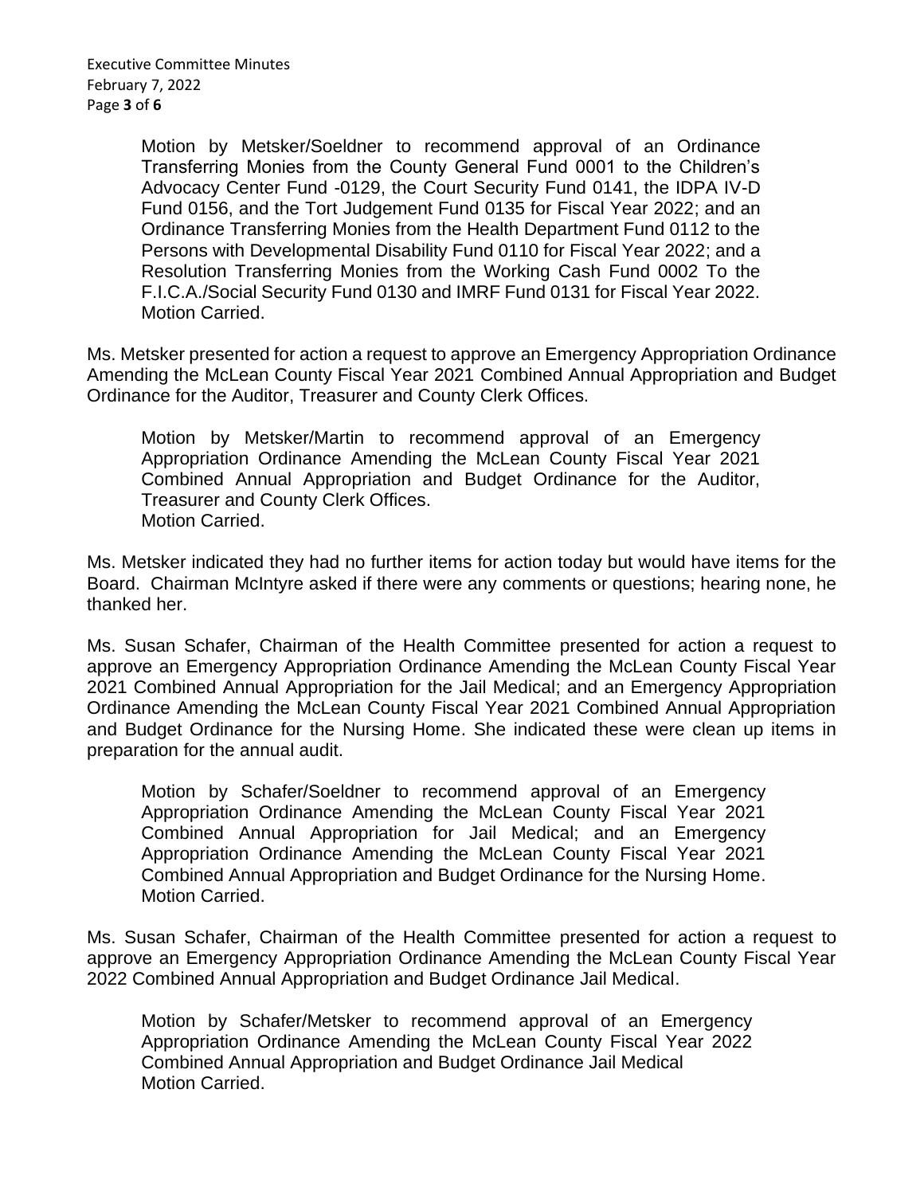> Motion by Metsker/Soeldner to recommend approval of an Ordinance Transferring Monies from the County General Fund 0001 to the Children's Advocacy Center Fund -0129, the Court Security Fund 0141, the IDPA IV-D Fund 0156, and the Tort Judgement Fund 0135 for Fiscal Year 2022; and an Ordinance Transferring Monies from the Health Department Fund 0112 to the Persons with Developmental Disability Fund 0110 for Fiscal Year 2022; and a Resolution Transferring Monies from the Working Cash Fund 0002 To the F.I.C.A./Social Security Fund 0130 and IMRF Fund 0131 for Fiscal Year 2022.
> Motion Carried.

Ms. Metsker presented for action a request to approve an Emergency Appropriation Ordinance Amending the McLean County Fiscal Year 2021 Combined Annual Appropriation and Budget Ordinance for the Auditor, Treasurer and County Clerk Offices.

> Motion by Metsker/Martin to recommend approval of an Emergency Appropriation Ordinance Amending the McLean County Fiscal Year 2021 Combined Annual Appropriation and Budget Ordinance for the Auditor, Treasurer and County Clerk Offices.
> Motion Carried.

Ms. Metsker indicated they had no further items for action today but would have items for the Board. Chairman McIntyre asked if there were any comments or questions; hearing none, he thanked her.

Ms. Susan Schafer, Chairman of the Health Committee presented for action a request to approve an Emergency Appropriation Ordinance Amending the McLean County Fiscal Year 2021 Combined Annual Appropriation for the Jail Medical; and an Emergency Appropriation Ordinance Amending the McLean County Fiscal Year 2021 Combined Annual Appropriation and Budget Ordinance for the Nursing Home. She indicated these were clean up items in preparation for the annual audit.

> Motion by Schafer/Soeldner to recommend approval of an Emergency Appropriation Ordinance Amending the McLean County Fiscal Year 2021 Combined Annual Appropriation for Jail Medical; and an Emergency Appropriation Ordinance Amending the McLean County Fiscal Year 2021 Combined Annual Appropriation and Budget Ordinance for the Nursing Home.
> Motion Carried.

Ms. Susan Schafer, Chairman of the Health Committee presented for action a request to approve an Emergency Appropriation Ordinance Amending the McLean County Fiscal Year 2022 Combined Annual Appropriation and Budget Ordinance Jail Medical.

> Motion by Schafer/Metsker to recommend approval of an Emergency Appropriation Ordinance Amending the McLean County Fiscal Year 2022 Combined Annual Appropriation and Budget Ordinance Jail Medical
> Motion Carried.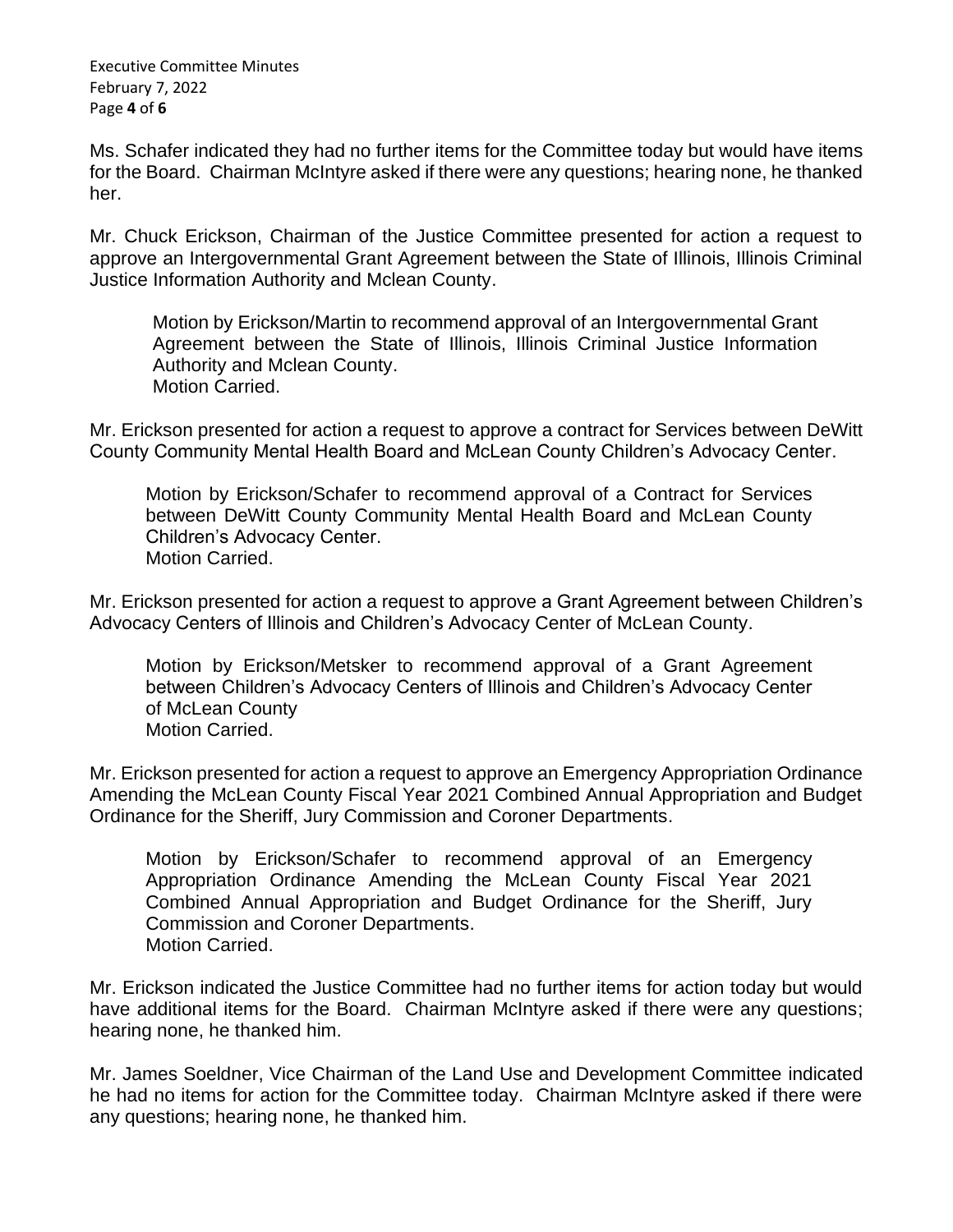Ms. Schafer indicated they had no further items for the Committee today but would have items for the Board. Chairman McIntyre asked if there were any questions; hearing none, he thanked her.

Mr. Chuck Erickson, Chairman of the Justice Committee presented for action a request to approve an Intergovernmental Grant Agreement between the State of Illinois, Illinois Criminal Justice Information Authority and Mclean County.

> Motion by Erickson/Martin to recommend approval of an Intergovernmental Grant Agreement between the State of Illinois, Illinois Criminal Justice Information Authority and Mclean County.
> Motion Carried.

Mr. Erickson presented for action a request to approve a contract for Services between DeWitt County Community Mental Health Board and McLean County Children's Advocacy Center.

> Motion by Erickson/Schafer to recommend approval of a Contract for Services between DeWitt County Community Mental Health Board and McLean County Children's Advocacy Center.
> Motion Carried.

Mr. Erickson presented for action a request to approve a Grant Agreement between Children's Advocacy Centers of Illinois and Children's Advocacy Center of McLean County.

> Motion by Erickson/Metsker to recommend approval of a Grant Agreement between Children's Advocacy Centers of Illinois and Children's Advocacy Center of McLean County
> Motion Carried.

Mr. Erickson presented for action a request to approve an Emergency Appropriation Ordinance Amending the McLean County Fiscal Year 2021 Combined Annual Appropriation and Budget Ordinance for the Sheriff, Jury Commission and Coroner Departments.

> Motion by Erickson/Schafer to recommend approval of an Emergency Appropriation Ordinance Amending the McLean County Fiscal Year 2021 Combined Annual Appropriation and Budget Ordinance for the Sheriff, Jury Commission and Coroner Departments.
> Motion Carried.

Mr. Erickson indicated the Justice Committee had no further items for action today but would have additional items for the Board. Chairman McIntyre asked if there were any questions; hearing none, he thanked him.

Mr. James Soeldner, Vice Chairman of the Land Use and Development Committee indicated he had no items for action for the Committee today. Chairman McIntyre asked if there were any questions; hearing none, he thanked him.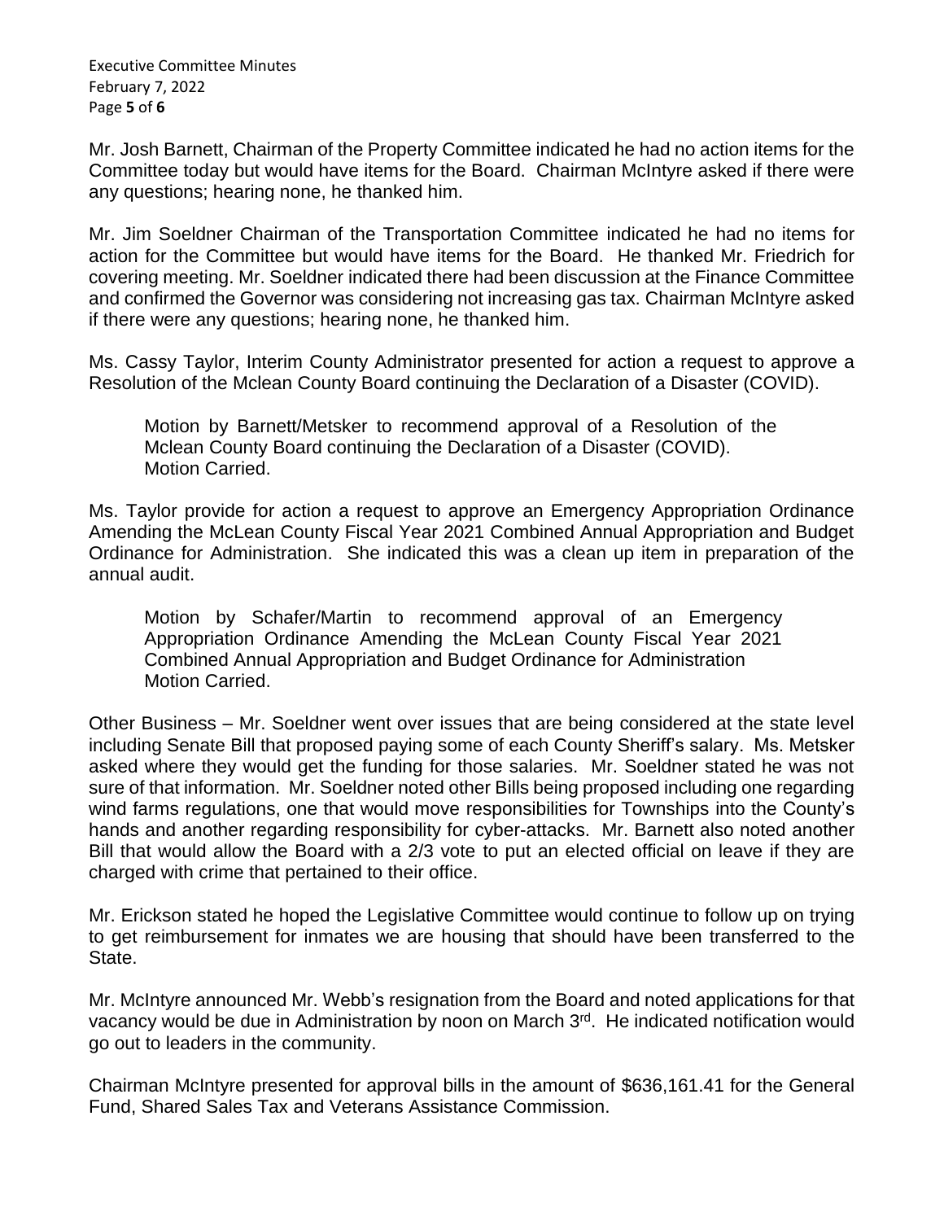Mr. Josh Barnett, Chairman of the Property Committee indicated he had no action items for the Committee today but would have items for the Board. Chairman McIntyre asked if there were any questions; hearing none, he thanked him.

Mr. Jim Soeldner Chairman of the Transportation Committee indicated he had no items for action for the Committee but would have items for the Board. He thanked Mr. Friedrich for covering meeting. Mr. Soeldner indicated there had been discussion at the Finance Committee and confirmed the Governor was considering not increasing gas tax. Chairman McIntyre asked if there were any questions; hearing none, he thanked him.

Ms. Cassy Taylor, Interim County Administrator presented for action a request to approve a Resolution of the Mclean County Board continuing the Declaration of a Disaster (COVID).

> Motion by Barnett/Metsker to recommend approval of a Resolution of the Mclean County Board continuing the Declaration of a Disaster (COVID).
> Motion Carried.

Ms. Taylor provide for action a request to approve an Emergency Appropriation Ordinance Amending the McLean County Fiscal Year 2021 Combined Annual Appropriation and Budget Ordinance for Administration. She indicated this was a clean up item in preparation of the annual audit.

> Motion by Schafer/Martin to recommend approval of an Emergency Appropriation Ordinance Amending the McLean County Fiscal Year 2021 Combined Annual Appropriation and Budget Ordinance for Administration
> Motion Carried.

Other Business – Mr. Soeldner went over issues that are being considered at the state level including Senate Bill that proposed paying some of each County Sheriff's salary. Ms. Metsker asked where they would get the funding for those salaries. Mr. Soeldner stated he was not sure of that information. Mr. Soeldner noted other Bills being proposed including one regarding wind farms regulations, one that would move responsibilities for Townships into the County's hands and another regarding responsibility for cyber-attacks. Mr. Barnett also noted another Bill that would allow the Board with a 2/3 vote to put an elected official on leave if they are charged with crime that pertained to their office.

Mr. Erickson stated he hoped the Legislative Committee would continue to follow up on trying to get reimbursement for inmates we are housing that should have been transferred to the State.

Mr. McIntyre announced Mr. Webb's resignation from the Board and noted applications for that vacancy would be due in Administration by noon on March 3rd. He indicated notification would go out to leaders in the community.

Chairman McIntyre presented for approval bills in the amount of $636,161.41 for the General Fund, Shared Sales Tax and Veterans Assistance Commission.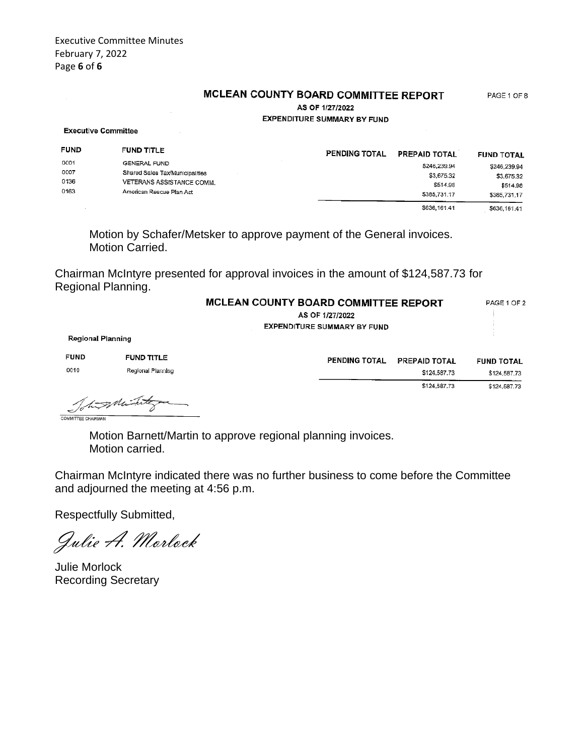**MCLEAN COUNTY BOARD COMMITTEE REPORT**

PAGE 1 OF 8

AS OF 1/27/2022

EXPENDITURE SUMMARY BY FUND

**Executive Committee**

| FUND | FUND TITLE | PENDING TOTAL | PREPAID TOTAL | FUND TOTAL |
|---|---|---|---|---|
| 0001 | GENERAL FUND | | $246,239.94 | $246,239.94 |
| 0007 | Shared Sales Tax/Municipalities | | $3,675.32 | $3,675.32 |
| 0136 | VETERANS ASSISTANCE COMM. | | $514.98 | $514.98 |
| 0163 | American Rescue Plan Act | | $385,731.17 | $385,731.17 |
| | | | $636,161.41 | $636,161.41 |

Motion by Schafer/Metsker to approve payment of the General invoices.
Motion Carried.

Chairman McIntyre presented for approval invoices in the amount of $124,587.73 for Regional Planning.

**MCLEAN COUNTY BOARD COMMITTEE REPORT**

PAGE 1 OF 2

AS OF 1/27/2022

EXPENDITURE SUMMARY BY FUND

**Regional Planning**

| FUND | FUND TITLE | PENDING TOTAL | PREPAID TOTAL | FUND TOTAL |
|---|---|---|---|---|
| 0010 | Regional Planning | | $124,587.73 | $124,587.73 |
| | | | $124,587.73 | $124,587.73 |

COMMITTEE CHAIRMAN

Motion Barnett/Martin to approve regional planning invoices.
Motion carried.

Chairman McIntyre indicated there was no further business to come before the Committee and adjourned the meeting at 4:56 p.m.

Respectfully Submitted,

*Julie A. Morlock*

Julie Morlock
Recording Secretary